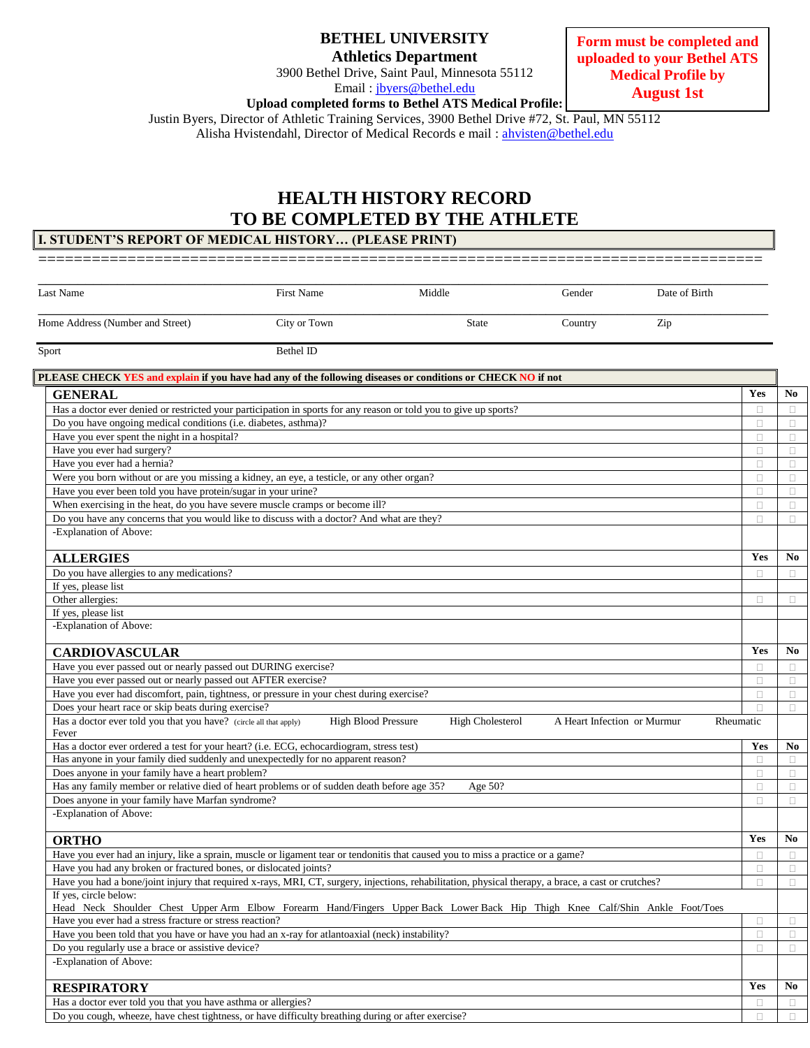**BETHEL UNIVERSITY**
**Athletics Department**
3900 Bethel Drive, Saint Paul, Minnesota 55112
Email : jbyers@bethel.edu
**Upload completed forms to Bethel ATS Medical Profile:**
Justin Byers, Director of Athletic Training Services, 3900 Bethel Drive #72, St. Paul, MN 55112
Alisha Hvistendahl, Director of Medical Records e mail : ahvisten@bethel.edu

**Form must be completed and uploaded to your Bethel ATS Medical Profile by August 1st**

# HEALTH HISTORY RECORD
# TO BE COMPLETED BY THE ATHLETE

## I. STUDENT'S REPORT OF MEDICAL HISTORY… (PLEASE PRINT)

| Last Name | First Name | Middle | Gender | Date of Birth |
|---|---|---|---|---|
| Home Address (Number and Street) | City or Town | State | Country | Zip |
| Sport | Bethel ID | | | |

**PLEASE CHECK YES and explain if you have had any of the following diseases or conditions or CHECK NO if not**

| GENERAL | Yes | No |
|---|---|---|
| Has a doctor ever denied or restricted your participation in sports for any reason or told you to give up sports? | ☐ | ☐ |
| Do you have ongoing medical conditions (i.e. diabetes, asthma)? | ☐ | ☐ |
| Have you ever spent the night in a hospital? | ☐ | ☐ |
| Have you ever had surgery? | ☐ | ☐ |
| Have you ever had a hernia? | ☐ | ☐ |
| Were you born without or are you missing a kidney, an eye, a testicle, or any other organ? | ☐ | ☐ |
| Have you ever been told you have protein/sugar in your urine? | ☐ | ☐ |
| When exercising in the heat, do you have severe muscle cramps or become ill? | ☐ | ☐ |
| Do you have any concerns that you would like to discuss with a doctor? And what are they? | ☐ | ☐ |
| -Explanation of Above: | | |

| ALLERGIES | Yes | No |
|---|---|---|
| Do you have allergies to any medications? | ☐ | ☐ |
| If yes, please list | | |
| Other allergies: | ☐ | ☐ |
| If yes, please list | | |
| -Explanation of Above: | | |

| CARDIOVASCULAR | Yes | No |
|---|---|---|
| Have you ever passed out or nearly passed out DURING exercise? | ☐ | ☐ |
| Have you ever passed out or nearly passed out AFTER exercise? | ☐ | ☐ |
| Have you ever had discomfort, pain, tightness, or pressure in your chest during exercise? | ☐ | ☐ |
| Does your heart race or skip beats during exercise? | ☐ | ☐ |
| Has a doctor ever told you that you have? (circle all that apply) High Blood Pressure High Cholesterol A Heart Infection or Murmur Rheumatic Fever | | |
| Has a doctor ever ordered a test for your heart? (i.e. ECG, echocardiogram, stress test) | Yes | No |
| Has anyone in your family died suddenly and unexpectedly for no apparent reason? | ☐ | ☐ |
| Does anyone in your family have a heart problem? | ☐ | ☐ |
| Has any family member or relative died of heart problems or of sudden death before age 35? Age 50? | ☐ | ☐ |
| Does anyone in your family have Marfan syndrome? | ☐ | ☐ |
| -Explanation of Above: | | |

| ORTHO | Yes | No |
|---|---|---|
| Have you ever had an injury, like a sprain, muscle or ligament tear or tendonitis that caused you to miss a practice or a game? | ☐ | ☐ |
| Have you had any broken or fractured bones, or dislocated joints? | ☐ | ☐ |
| Have you had a bone/joint injury that required x-rays, MRI, CT, surgery, injections, rehabilitation, physical therapy, a brace, a cast or crutches? | ☐ | ☐ |
| If yes, circle below: Head Neck Shoulder Chest Upper Arm Elbow Forearm Hand/Fingers Upper Back Lower Back Hip Thigh Knee Calf/Shin Ankle Foot/Toes | | |
| Have you ever had a stress fracture or stress reaction? | ☐ | ☐ |
| Have you been told that you have or have you had an x-ray for atlantoaxial (neck) instability? | ☐ | ☐ |
| Do you regularly use a brace or assistive device? | ☐ | ☐ |
| -Explanation of Above: | | |

| RESPIRATORY | Yes | No |
|---|---|---|
| Has a doctor ever told you that you have asthma or allergies? | ☐ | ☐ |
| Do you cough, wheeze, have chest tightness, or have difficulty breathing during or after exercise? | ☐ | ☐ |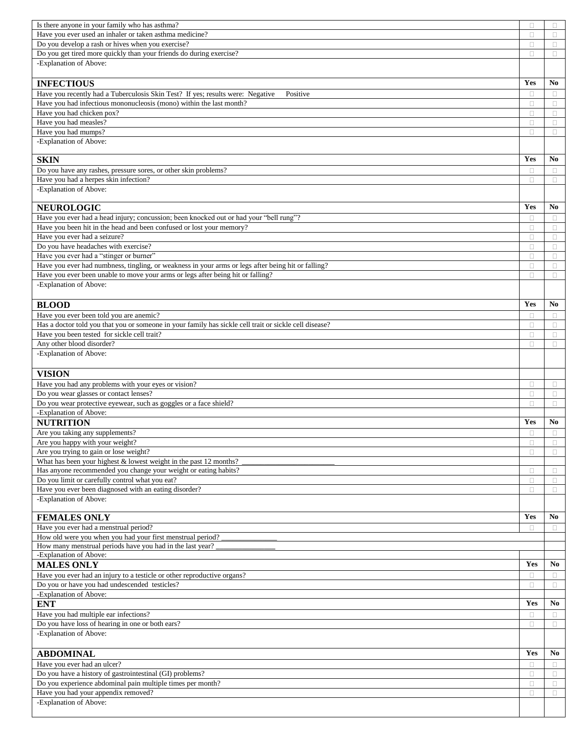| | | |
|---|---|---|
| Is there anyone in your family who has asthma? | ☐ | ☐ |
| Have you ever used an inhaler or taken asthma medicine? | ☐ | ☐ |
| Do you develop a rash or hives when you exercise? | ☐ | ☐ |
| Do you get tired more quickly than your friends do during exercise? | ☐ | ☐ |
| -Explanation of Above: | | |
| **INFECTIOUS** | **Yes** | **No** |
| Have you recently had a Tuberculosis Skin Test? If yes; results were: Negative Positive | ☐ | ☐ |
| Have you had infectious mononucleosis (mono) within the last month? | ☐ | ☐ |
| Have you had chicken pox? | ☐ | ☐ |
| Have you had measles? | ☐ | ☐ |
| Have you had mumps? | ☐ | ☐ |
| -Explanation of Above: | | |
| **SKIN** | **Yes** | **No** |
| Do you have any rashes, pressure sores, or other skin problems? | ☐ | ☐ |
| Have you had a herpes skin infection? | ☐ | ☐ |
| -Explanation of Above: | | |
| **NEUROLOGIC** | **Yes** | **No** |
| Have you ever had a head injury; concussion; been knocked out or had your "bell rung"? | ☐ | ☐ |
| Have you been hit in the head and been confused or lost your memory? | ☐ | ☐ |
| Have you ever had a seizure? | ☐ | ☐ |
| Do you have headaches with exercise? | ☐ | ☐ |
| Have you ever had a "stinger or burner" | ☐ | ☐ |
| Have you ever had numbness, tingling, or weakness in your arms or legs after being hit or falling? | ☐ | ☐ |
| Have you ever been unable to move your arms or legs after being hit or falling? | ☐ | ☐ |
| -Explanation of Above: | | |
| **BLOOD** | **Yes** | **No** |
| Have you ever been told you are anemic? | ☐ | ☐ |
| Has a doctor told you that you or someone in your family has sickle cell trait or sickle cell disease? | ☐ | ☐ |
| Have you been tested for sickle cell trait? | ☐ | ☐ |
| Any other blood disorder? | ☐ | ☐ |
| -Explanation of Above: | | |
| **VISION** | | |
| Have you had any problems with your eyes or vision? | ☐ | ☐ |
| Do you wear glasses or contact lenses? | ☐ | ☐ |
| Do you wear protective eyewear, such as goggles or a face shield? | ☐ | ☐ |
| -Explanation of Above: | | |
| **NUTRITION** | **Yes** | **No** |
| Are you taking any supplements? | ☐ | ☐ |
| Are you happy with your weight? | ☐ | ☐ |
| Are you trying to gain or lose weight? | ☐ | ☐ |
| What has been your highest & lowest weight in the past 12 months? ________________________ | | |
| Has anyone recommended you change your weight or eating habits? | ☐ | ☐ |
| Do you limit or carefully control what you eat? | ☐ | ☐ |
| Have you ever been diagnosed with an eating disorder? | ☐ | ☐ |
| -Explanation of Above: | | |
| **FEMALES ONLY** | **Yes** | **No** |
| Have you ever had a menstrual period? | ☐ | ☐ |
| How old were you when you had your first menstrual period? _______________ | | |
| How many menstrual periods have you had in the last year? _______________ | | |
| -Explanation of Above: | | |
| **MALES ONLY** | **Yes** | **No** |
| Have you ever had an injury to a testicle or other reproductive organs? | ☐ | ☐ |
| Do you or have you had undescended testicles? | ☐ | ☐ |
| -Explanation of Above: | | |
| **ENT** | **Yes** | **No** |
| Have you had multiple ear infections? | ☐ | ☐ |
| Do you have loss of hearing in one or both ears? | ☐ | ☐ |
| -Explanation of Above: | | |
| **ABDOMINAL** | **Yes** | **No** |
| Have you ever had an ulcer? | ☐ | ☐ |
| Do you have a history of gastrointestinal (GI) problems? | ☐ | ☐ |
| Do you experience abdominal pain multiple times per month? | ☐ | ☐ |
| Have you had your appendix removed? | ☐ | ☐ |
| -Explanation of Above: | | |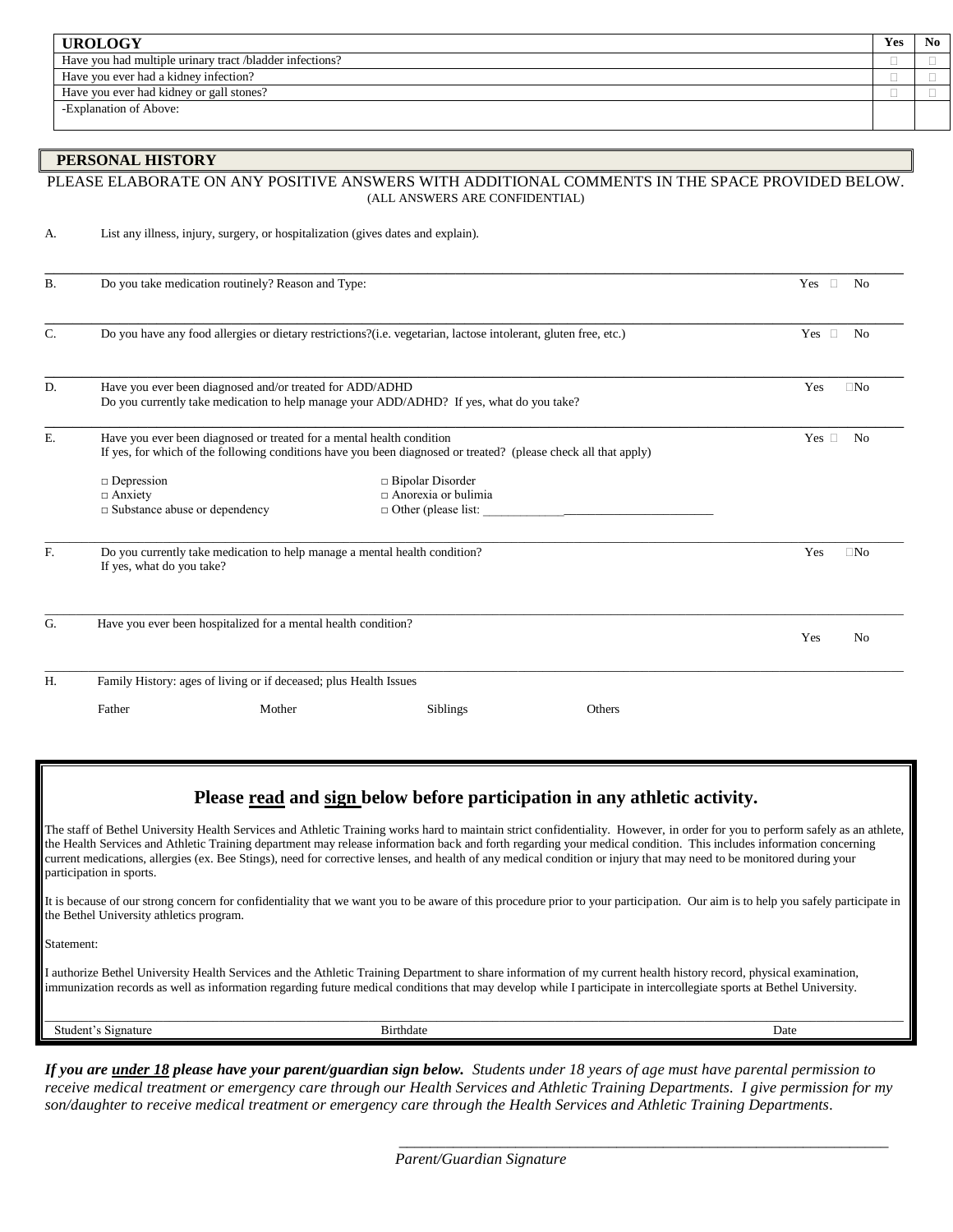| **UROLOGY** | **Yes** | **No** |
|---|---|---|
| Have you had multiple urinary tract /bladder infections? | □ | □ |
| Have you ever had a kidney infection? | □ | □ |
| Have you ever had kidney or gall stones? | □ | □ |
| -Explanation of Above: | | |

## PERSONAL HISTORY

PLEASE ELABORATE ON ANY POSITIVE ANSWERS WITH ADDITIONAL COMMENTS IN THE SPACE PROVIDED BELOW.
(ALL ANSWERS ARE CONFIDENTIAL)

A. List any illness, injury, surgery, or hospitalization (gives dates and explain).

---

B. Do you take medication routinely? Reason and Type: Yes □ No

---

C. Do you have any food allergies or dietary restrictions?(i.e. vegetarian, lactose intolerant, gluten free, etc.) Yes □ No

---

D. Have you ever been diagnosed and/or treated for ADD/ADHD Yes □No
Do you currently take medication to help manage your ADD/ADHD? If yes, what do you take?

---

E. Have you ever been diagnosed or treated for a mental health condition Yes □ No
If yes, for which of the following conditions have you been diagnosed or treated? (please check all that apply)

□ Depression □ Bipolar Disorder
□ Anxiety □ Anorexia or bulimia
□ Substance abuse or dependency □ Other (please list: ______________________________________

---

F. Do you currently take medication to help manage a mental health condition? Yes □No
If yes, what do you take?

---

G. Have you ever been hospitalized for a mental health condition? Yes No

---

H. Family History: ages of living or if deceased; plus Health Issues

Father Mother Siblings Others

## Please read and sign below before participation in any athletic activity.

The staff of Bethel University Health Services and Athletic Training works hard to maintain strict confidentiality. However, in order for you to perform safely as an athlete, the Health Services and Athletic Training department may release information back and forth regarding your medical condition. This includes information concerning current medications, allergies (ex. Bee Stings), need for corrective lenses, and health of any medical condition or injury that may need to be monitored during your participation in sports.

It is because of our strong concern for confidentiality that we want you to be aware of this procedure prior to your participation. Our aim is to help you safely participate in the Bethel University athletics program.

Statement:

I authorize Bethel University Health Services and the Athletic Training Department to share information of my current health history record, physical examination, immunization records as well as information regarding future medical conditions that may develop while I participate in intercollegiate sports at Bethel University.

Student's Signature Birthdate Date

***If you are under 18 please have your parent/guardian sign below.*** *Students under 18 years of age must have parental permission to receive medical treatment or emergency care through our Health Services and Athletic Training Departments. I give permission for my son/daughter to receive medical treatment or emergency care through the Health Services and Athletic Training Departments.*

_______________________________________________

*Parent/Guardian Signature*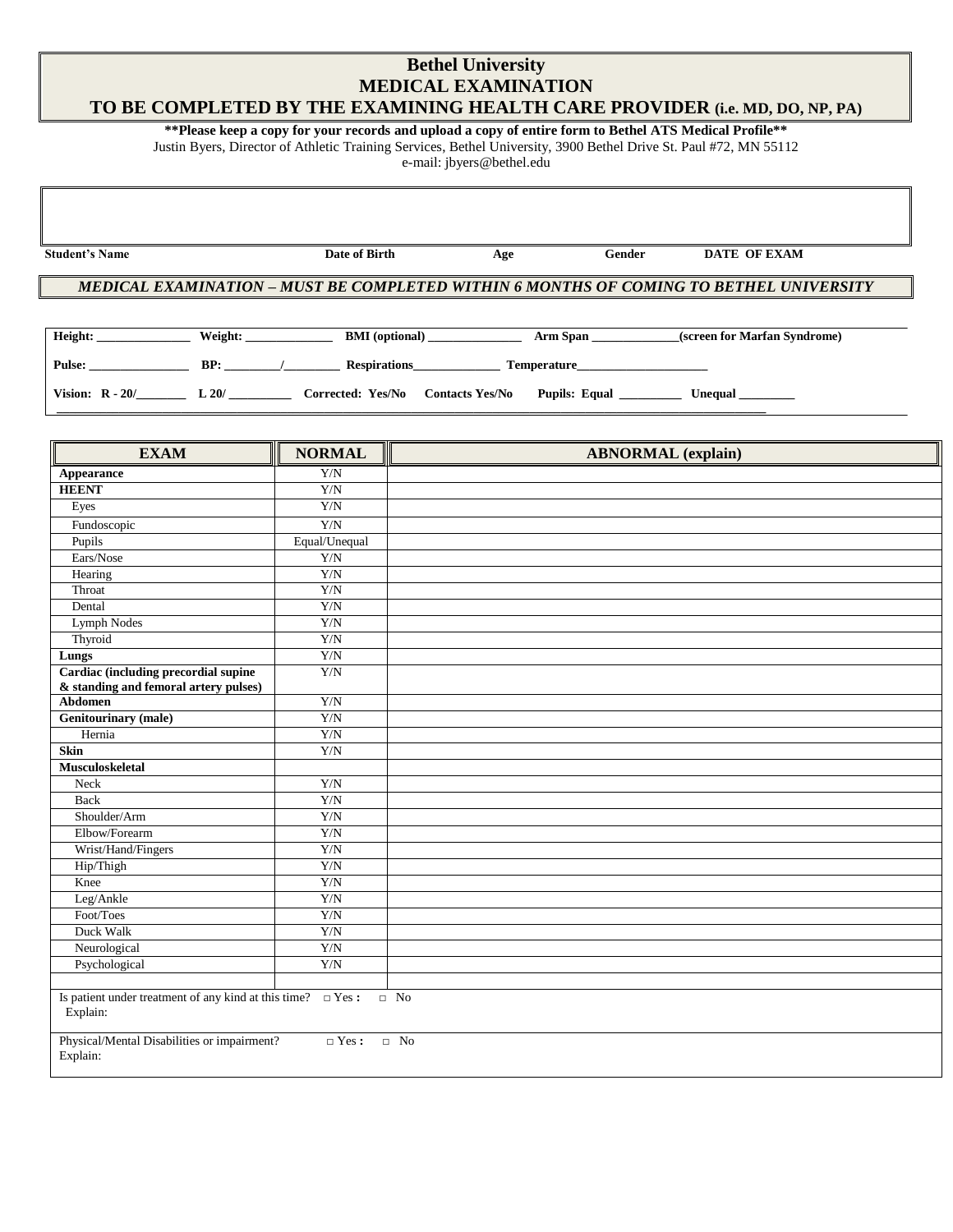# Bethel University
## MEDICAL EXAMINATION
## TO BE COMPLETED BY THE EXAMINING HEALTH CARE PROVIDER (i.e. MD, DO, NP, PA)

**\*\*Please keep a copy for your records and upload a copy of entire form to Bethel ATS Medical Profile\*\***

Justin Byers, Director of Athletic Training Services, Bethel University, 3900 Bethel Drive St. Paul #72, MN 55112

e-mail: jbyers@bethel.edu

| **Student's Name** | **Date of Birth** | **Age** | **Gender** | **DATE OF EXAM** |
|---|---|---|---|---|
| | | | | |

***MEDICAL EXAMINATION – MUST BE COMPLETED WITHIN 6 MONTHS OF COMING TO BETHEL UNIVERSITY***

**Height:** _______________ **Weight:** ______________ **BMI (optional)** _______________ **Arm Span** ______________**(screen for Marfan Syndrome)**

**Pulse:** ________________ **BP:** _________/_________ **Respirations**______________ **Temperature**_____________________

**Vision: R - 20/**________ **L 20/** __________ **Corrected: Yes/No** **Contacts Yes/No** **Pupils: Equal** __________ **Unequal** _________

| EXAM | NORMAL | ABNORMAL (explain) |
|---|---|---|
| **Appearance** | Y/N | |
| **HEENT** | Y/N | |
| Eyes | Y/N | |
| Fundoscopic | Y/N | |
| Pupils | Equal/Unequal | |
| Ears/Nose | Y/N | |
| Hearing | Y/N | |
| Throat | Y/N | |
| Dental | Y/N | |
| Lymph Nodes | Y/N | |
| Thyroid | Y/N | |
| **Lungs** | Y/N | |
| **Cardiac (including precordial supine & standing and femoral artery pulses)** | Y/N | |
| **Abdomen** | Y/N | |
| **Genitourinary (male)** | Y/N | |
| Hernia | Y/N | |
| **Skin** | Y/N | |
| **Musculoskeletal** | | |
| Neck | Y/N | |
| Back | Y/N | |
| Shoulder/Arm | Y/N | |
| Elbow/Forearm | Y/N | |
| Wrist/Hand/Fingers | Y/N | |
| Hip/Thigh | Y/N | |
| Knee | Y/N | |
| Leg/Ankle | Y/N | |
| Foot/Toes | Y/N | |
| Duck Walk | Y/N | |
| Neurological | Y/N | |
| Psychological | Y/N | |
| | | |

Is patient under treatment of any kind at this time? □ Yes **:** □ No

Explain:

Physical/Mental Disabilities or impairment? □ Yes **:** □ No

Explain: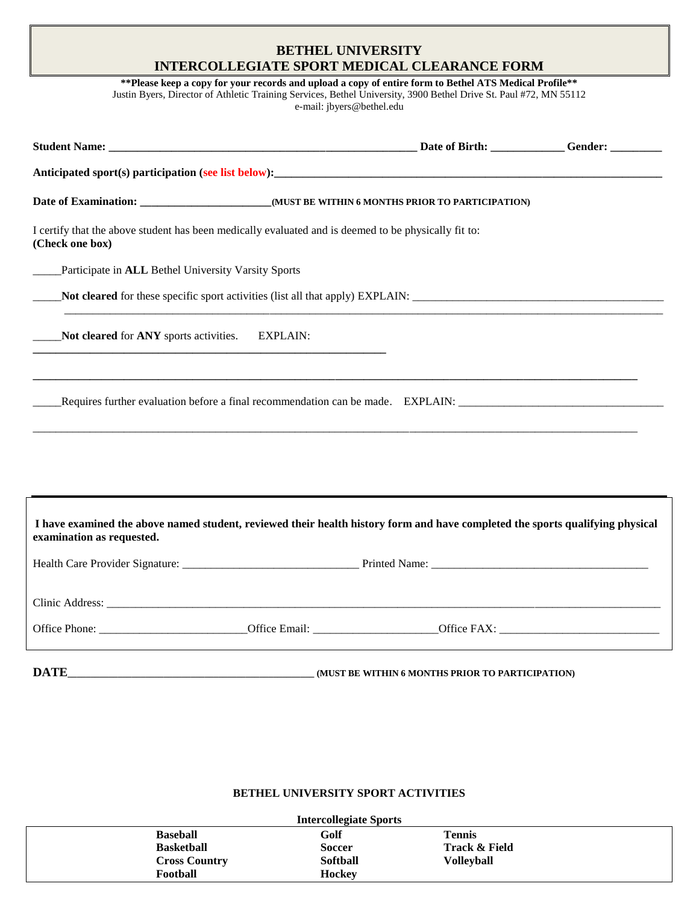# BETHEL UNIVERSITY
# INTERCOLLEGIATE SPORT MEDICAL CLEARANCE FORM

**\*\*Please keep a copy for your records and upload a copy of entire form to Bethel ATS Medical Profile\*\***
Justin Byers, Director of Athletic Training Services, Bethel University, 3900 Bethel Drive St. Paul #72, MN 55112
e-mail: jbyers@bethel.edu

**Student Name:** _______________________________________________ **Date of Birth:** ____________ **Gender:** _________

**Anticipated sport(s) participation (see list below):**_______________________________________________________________

**Date of Examination:** ______________________ **(MUST BE WITHIN 6 MONTHS PRIOR TO PARTICIPATION)**

I certify that the above student has been medically evaluated and is deemed to be physically fit to:
**(Check one box)**

_____Participate in **ALL** Bethel University Varsity Sports

_____**Not cleared** for these specific sport activities (list all that apply) EXPLAIN: ___________________________________________
_____________________________________________________________________________________________

_____**Not cleared** for **ANY** sports activities. EXPLAIN:
_____________________________________________________________

_____________________________________________________________________________________________

_____Requires further evaluation before a final recommendation can be made. EXPLAIN: __________________________________

_____________________________________________________________________________________________

**I have examined the above named student, reviewed their health history form and have completed the sports qualifying physical examination as requested.**

Health Care Provider Signature: ______________________________ Printed Name: _____________________________________

Clinic Address: ________________________________________________________________________________________

Office Phone: _________________________Office Email: _____________________Office FAX: ___________________________

**DATE**___________________________________________ **(MUST BE WITHIN 6 MONTHS PRIOR TO PARTICIPATION)**

**BETHEL UNIVERSITY SPORT ACTIVITIES**

**Intercollegiate Sports**

| | | |
|---|---|---|
| **Baseball** | **Golf** | **Tennis** |
| **Basketball** | **Soccer** | **Track & Field** |
| **Cross Country** | **Softball** | **Volleyball** |
| **Football** | **Hockey** | |